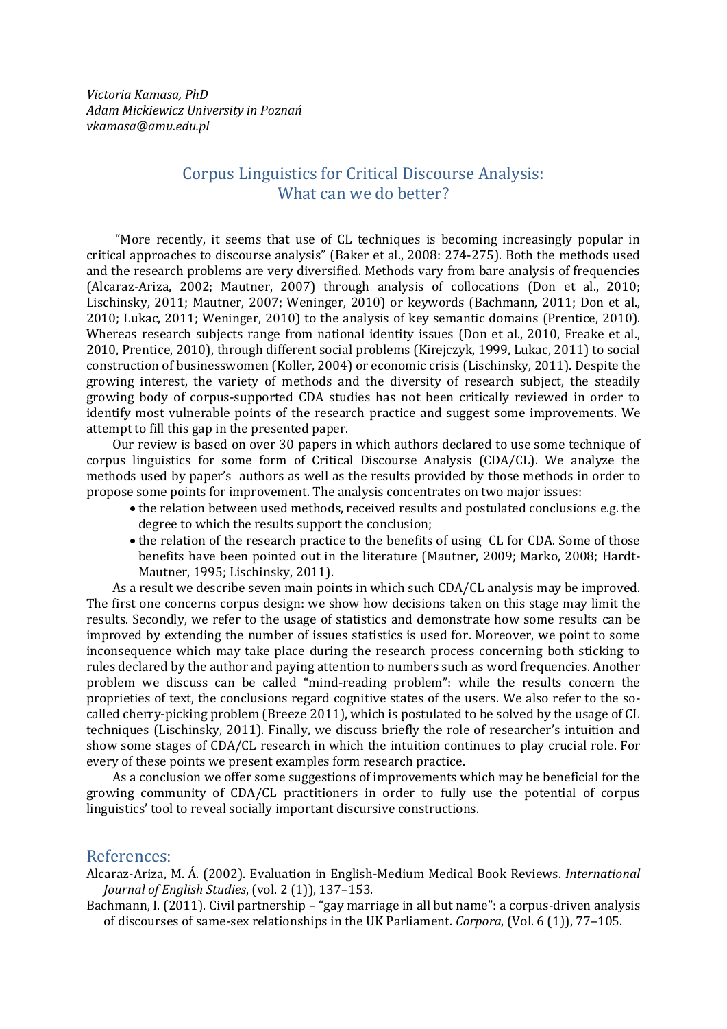*Victoria Kamasa, PhD*
*Adam Mickiewicz University in Poznań*
*vkamasa@amu.edu.pl*

# Corpus Linguistics for Critical Discourse Analysis: What can we do better?

"More recently, it seems that use of CL techniques is becoming increasingly popular in critical approaches to discourse analysis" (Baker et al., 2008: 274-275). Both the methods used and the research problems are very diversified. Methods vary from bare analysis of frequencies (Alcaraz-Ariza, 2002; Mautner, 2007) through analysis of collocations (Don et al., 2010; Lischinsky, 2011; Mautner, 2007; Weninger, 2010) or keywords (Bachmann, 2011; Don et al., 2010; Lukac, 2011; Weninger, 2010) to the analysis of key semantic domains (Prentice, 2010). Whereas research subjects range from national identity issues (Don et al., 2010, Freake et al., 2010, Prentice, 2010), through different social problems (Kirejczyk, 1999, Lukac, 2011) to social construction of businesswomen (Koller, 2004) or economic crisis (Lischinsky, 2011). Despite the growing interest, the variety of methods and the diversity of research subject, the steadily growing body of corpus-supported CDA studies has not been critically reviewed in order to identify most vulnerable points of the research practice and suggest some improvements. We attempt to fill this gap in the presented paper.

Our review is based on over 30 papers in which authors declared to use some technique of corpus linguistics for some form of Critical Discourse Analysis (CDA/CL). We analyze the methods used by paper's authors as well as the results provided by those methods in order to propose some points for improvement. The analysis concentrates on two major issues:

- the relation between used methods, received results and postulated conclusions e.g. the degree to which the results support the conclusion;
- the relation of the research practice to the benefits of using CL for CDA. Some of those benefits have been pointed out in the literature (Mautner, 2009; Marko, 2008; Hardt-Mautner, 1995; Lischinsky, 2011).

As a result we describe seven main points in which such CDA/CL analysis may be improved. The first one concerns corpus design: we show how decisions taken on this stage may limit the results. Secondly, we refer to the usage of statistics and demonstrate how some results can be improved by extending the number of issues statistics is used for. Moreover, we point to some inconsequence which may take place during the research process concerning both sticking to rules declared by the author and paying attention to numbers such as word frequencies. Another problem we discuss can be called "mind-reading problem": while the results concern the proprieties of text, the conclusions regard cognitive states of the users. We also refer to the so-called cherry-picking problem (Breeze 2011), which is postulated to be solved by the usage of CL techniques (Lischinsky, 2011). Finally, we discuss briefly the role of researcher's intuition and show some stages of CDA/CL research in which the intuition continues to play crucial role. For every of these points we present examples form research practice.

As a conclusion we offer some suggestions of improvements which may be beneficial for the growing community of CDA/CL practitioners in order to fully use the potential of corpus linguistics' tool to reveal socially important discursive constructions.

## References:

Alcaraz-Ariza, M. Á. (2002). Evaluation in English-Medium Medical Book Reviews. *International Journal of English Studies*, (vol. 2 (1)), 137–153.

Bachmann, I. (2011). Civil partnership – "gay marriage in all but name": a corpus-driven analysis of discourses of same-sex relationships in the UK Parliament. *Corpora*, (Vol. 6 (1)), 77–105.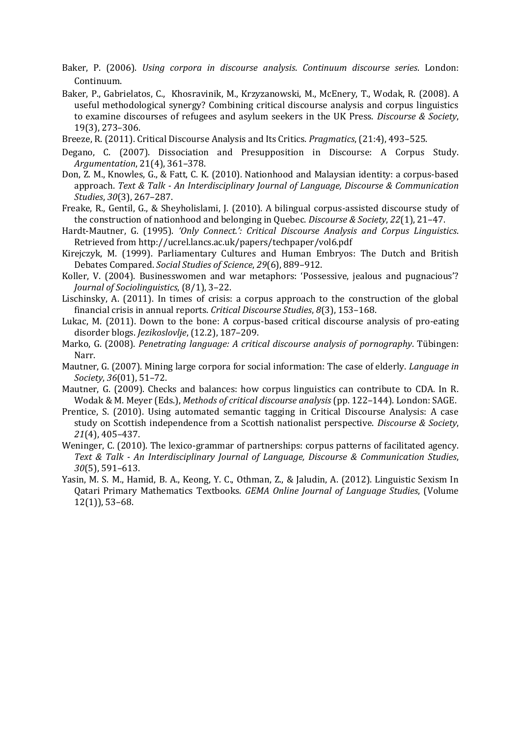Baker, P. (2006). *Using corpora in discourse analysis*. *Continuum discourse series*. London: Continuum.

Baker, P., Gabrielatos, C., Khosravinik, M., Krzyzanowski, M., McEnery, T., Wodak, R. (2008). A useful methodological synergy? Combining critical discourse analysis and corpus linguistics to examine discourses of refugees and asylum seekers in the UK Press. *Discourse & Society*, 19(3), 273–306.

Breeze, R. (2011). Critical Discourse Analysis and Its Critics. *Pragmatics*, (21:4), 493–525.

Degano, C. (2007). Dissociation and Presupposition in Discourse: A Corpus Study. *Argumentation*, 21(4), 361–378.

Don, Z. M., Knowles, G., & Fatt, C. K. (2010). Nationhood and Malaysian identity: a corpus-based approach. *Text & Talk - An Interdisciplinary Journal of Language, Discourse & Communication Studies*, *30*(3), 267–287.

Freake, R., Gentil, G., & Sheyholislami, J. (2010). A bilingual corpus-assisted discourse study of the construction of nationhood and belonging in Quebec. *Discourse & Society*, *22*(1), 21–47.

Hardt-Mautner, G. (1995). *'Only Connect.': Critical Discourse Analysis and Corpus Linguistics*. Retrieved from http://ucrel.lancs.ac.uk/papers/techpaper/vol6.pdf

Kirejczyk, M. (1999). Parliamentary Cultures and Human Embryos: The Dutch and British Debates Compared. *Social Studies of Science*, *29*(6), 889–912.

Koller, V. (2004). Businesswomen and war metaphors: 'Possessive, jealous and pugnacious'? *Journal of Sociolinguistics*, (8/1), 3–22.

Lischinsky, A. (2011). In times of crisis: a corpus approach to the construction of the global financial crisis in annual reports. *Critical Discourse Studies*, *8*(3), 153–168.

Lukac, M. (2011). Down to the bone: A corpus-based critical discourse analysis of pro-eating disorder blogs. *Jezikoslovlje*, (12.2), 187–209.

Marko, G. (2008). *Penetrating language: A critical discourse analysis of pornography*. Tübingen: Narr.

Mautner, G. (2007). Mining large corpora for social information: The case of elderly. *Language in Society*, *36*(01), 51–72.

Mautner, G. (2009). Checks and balances: how corpus linguistics can contribute to CDA. In R. Wodak & M. Meyer (Eds.), *Methods of critical discourse analysis* (pp. 122–144). London: SAGE.

Prentice, S. (2010). Using automated semantic tagging in Critical Discourse Analysis: A case study on Scottish independence from a Scottish nationalist perspective. *Discourse & Society*, *21*(4), 405–437.

Weninger, C. (2010). The lexico-grammar of partnerships: corpus patterns of facilitated agency. *Text & Talk - An Interdisciplinary Journal of Language, Discourse & Communication Studies*, *30*(5), 591–613.

Yasin, M. S. M., Hamid, B. A., Keong, Y. C., Othman, Z., & Jaludin, A. (2012). Linguistic Sexism In Qatari Primary Mathematics Textbooks. *GEMA Online Journal of Language Studies*, (Volume 12(1)), 53–68.